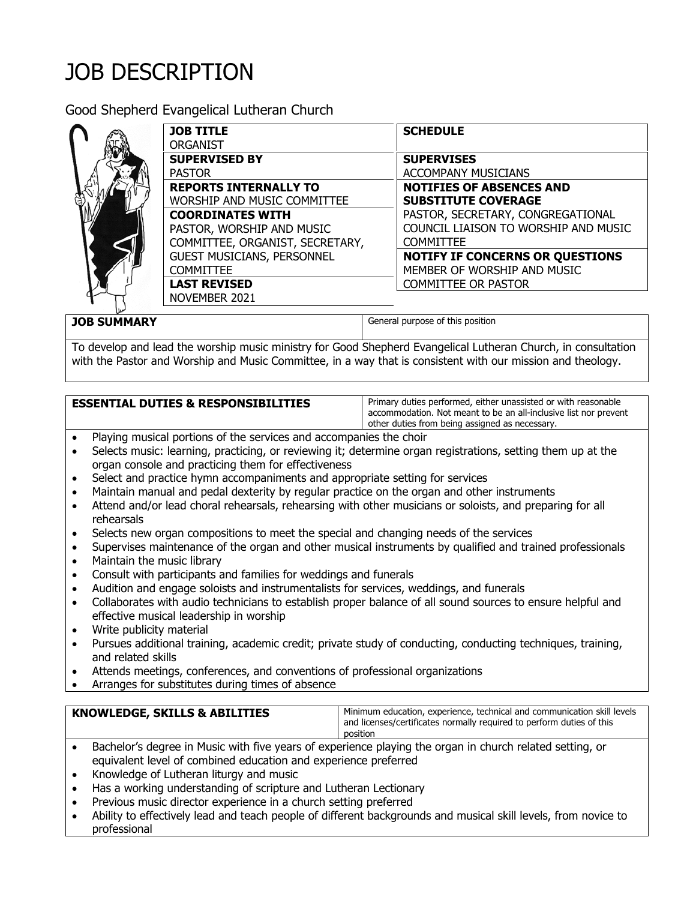# JOB DESCRIPTION

Good Shepherd Evangelical Lutheran Church

| | |
|---|---|
| **JOB TITLE**<br>ORGANIST | **SCHEDULE** |
| **SUPERVISED BY**<br>PASTOR | **SUPERVISES**<br>ACCOMPANY MUSICIANS |
| **REPORTS INTERNALLY TO**<br>WORSHIP AND MUSIC COMMITTEE | **NOTIFIES OF ABSENCES AND SUBSTITUTE COVERAGE**<br>PASTOR, SECRETARY, CONGREGATIONAL COUNCIL LIAISON TO WORSHIP AND MUSIC COMMITTEE |
| **COORDINATES WITH**<br>PASTOR, WORSHIP AND MUSIC COMMITTEE, ORGANIST, SECRETARY, GUEST MUSICIANS, PERSONNEL COMMITTEE | **NOTIFY IF CONCERNS OR QUESTIONS**<br>MEMBER OF WORSHIP AND MUSIC COMMITTEE OR PASTOR |
| **LAST REVISED**<br>NOVEMBER 2021 | |

## JOB SUMMARY

General purpose of this position

To develop and lead the worship music ministry for Good Shepherd Evangelical Lutheran Church, in consultation with the Pastor and Worship and Music Committee, in a way that is consistent with our mission and theology.

## ESSENTIAL DUTIES & RESPONSIBILITIES

Primary duties performed, either unassisted or with reasonable accommodation. Not meant to be an all-inclusive list nor prevent other duties from being assigned as necessary.

- Playing musical portions of the services and accompanies the choir
- Selects music: learning, practicing, or reviewing it; determine organ registrations, setting them up at the organ console and practicing them for effectiveness
- Select and practice hymn accompaniments and appropriate setting for services
- Maintain manual and pedal dexterity by regular practice on the organ and other instruments
- Attend and/or lead choral rehearsals, rehearsing with other musicians or soloists, and preparing for all rehearsals
- Selects new organ compositions to meet the special and changing needs of the services
- Supervises maintenance of the organ and other musical instruments by qualified and trained professionals
- Maintain the music library
- Consult with participants and families for weddings and funerals
- Audition and engage soloists and instrumentalists for services, weddings, and funerals
- Collaborates with audio technicians to establish proper balance of all sound sources to ensure helpful and effective musical leadership in worship
- Write publicity material
- Pursues additional training, academic credit; private study of conducting, conducting techniques, training, and related skills
- Attends meetings, conferences, and conventions of professional organizations
- Arranges for substitutes during times of absence

## KNOWLEDGE, SKILLS & ABILITIES

Minimum education, experience, technical and communication skill levels and licenses/certificates normally required to perform duties of this position

- Bachelor's degree in Music with five years of experience playing the organ in church related setting, or equivalent level of combined education and experience preferred
- Knowledge of Lutheran liturgy and music
- Has a working understanding of scripture and Lutheran Lectionary
- Previous music director experience in a church setting preferred
- Ability to effectively lead and teach people of different backgrounds and musical skill levels, from novice to professional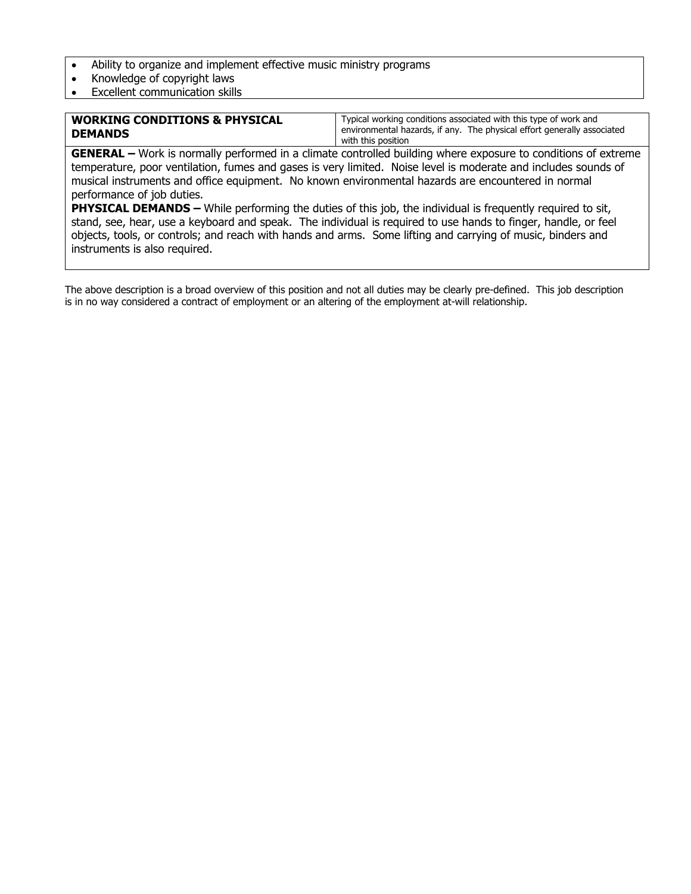- Ability to organize and implement effective music ministry programs
- Knowledge of copyright laws
- Excellent communication skills

| **WORKING CONDITIONS & PHYSICAL DEMANDS** | Typical working conditions associated with this type of work and environmental hazards, if any. The physical effort generally associated with this position |
|---|---|

**GENERAL –** Work is normally performed in a climate controlled building where exposure to conditions of extreme temperature, poor ventilation, fumes and gases is very limited. Noise level is moderate and includes sounds of musical instruments and office equipment. No known environmental hazards are encountered in normal performance of job duties.

**PHYSICAL DEMANDS –** While performing the duties of this job, the individual is frequently required to sit, stand, see, hear, use a keyboard and speak. The individual is required to use hands to finger, handle, or feel objects, tools, or controls; and reach with hands and arms. Some lifting and carrying of music, binders and instruments is also required.

The above description is a broad overview of this position and not all duties may be clearly pre-defined. This job description is in no way considered a contract of employment or an altering of the employment at-will relationship.